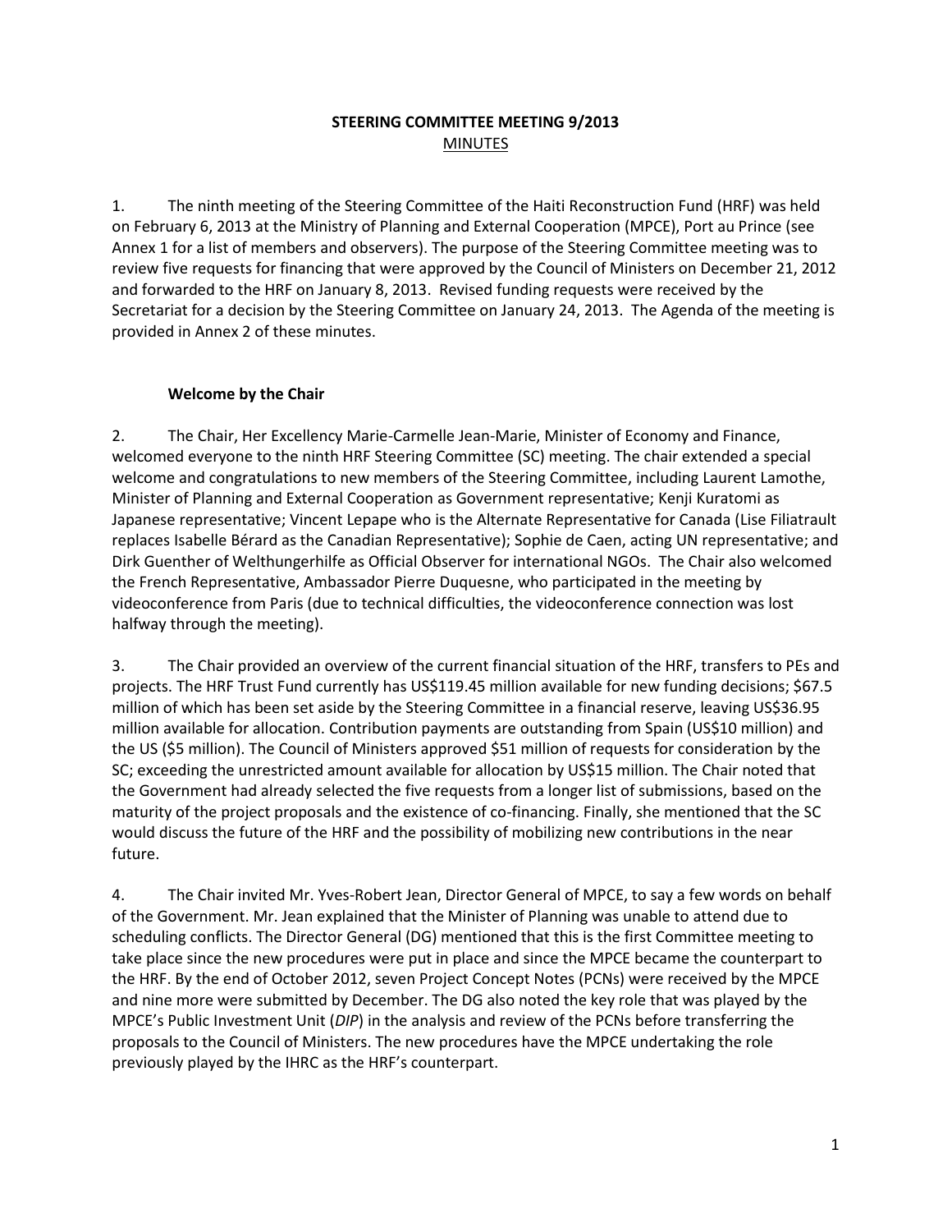# STEERING COMMITTEE MEETING 9/2013

## MINUTES

1. The ninth meeting of the Steering Committee of the Haiti Reconstruction Fund (HRF) was held on February 6, 2013 at the Ministry of Planning and External Cooperation (MPCE), Port au Prince (see Annex 1 for a list of members and observers). The purpose of the Steering Committee meeting was to review five requests for financing that were approved by the Council of Ministers on December 21, 2012 and forwarded to the HRF on January 8, 2013. Revised funding requests were received by the Secretariat for a decision by the Steering Committee on January 24, 2013. The Agenda of the meeting is provided in Annex 2 of these minutes.

### Welcome by the Chair

2. The Chair, Her Excellency Marie-Carmelle Jean-Marie, Minister of Economy and Finance, welcomed everyone to the ninth HRF Steering Committee (SC) meeting. The chair extended a special welcome and congratulations to new members of the Steering Committee, including Laurent Lamothe, Minister of Planning and External Cooperation as Government representative; Kenji Kuratomi as Japanese representative; Vincent Lepape who is the Alternate Representative for Canada (Lise Filiatrault replaces Isabelle Bérard as the Canadian Representative); Sophie de Caen, acting UN representative; and Dirk Guenther of Welthungerhilfe as Official Observer for international NGOs. The Chair also welcomed the French Representative, Ambassador Pierre Duquesne, who participated in the meeting by videoconference from Paris (due to technical difficulties, the videoconference connection was lost halfway through the meeting).

3. The Chair provided an overview of the current financial situation of the HRF, transfers to PEs and projects. The HRF Trust Fund currently has US$119.45 million available for new funding decisions; $67.5 million of which has been set aside by the Steering Committee in a financial reserve, leaving US$36.95 million available for allocation. Contribution payments are outstanding from Spain (US$10 million) and the US ($5 million). The Council of Ministers approved $51 million of requests for consideration by the SC; exceeding the unrestricted amount available for allocation by US$15 million. The Chair noted that the Government had already selected the five requests from a longer list of submissions, based on the maturity of the project proposals and the existence of co-financing. Finally, she mentioned that the SC would discuss the future of the HRF and the possibility of mobilizing new contributions in the near future.

4. The Chair invited Mr. Yves-Robert Jean, Director General of MPCE, to say a few words on behalf of the Government. Mr. Jean explained that the Minister of Planning was unable to attend due to scheduling conflicts. The Director General (DG) mentioned that this is the first Committee meeting to take place since the new procedures were put in place and since the MPCE became the counterpart to the HRF. By the end of October 2012, seven Project Concept Notes (PCNs) were received by the MPCE and nine more were submitted by December. The DG also noted the key role that was played by the MPCE's Public Investment Unit (*DIP*) in the analysis and review of the PCNs before transferring the proposals to the Council of Ministers. The new procedures have the MPCE undertaking the role previously played by the IHRC as the HRF's counterpart.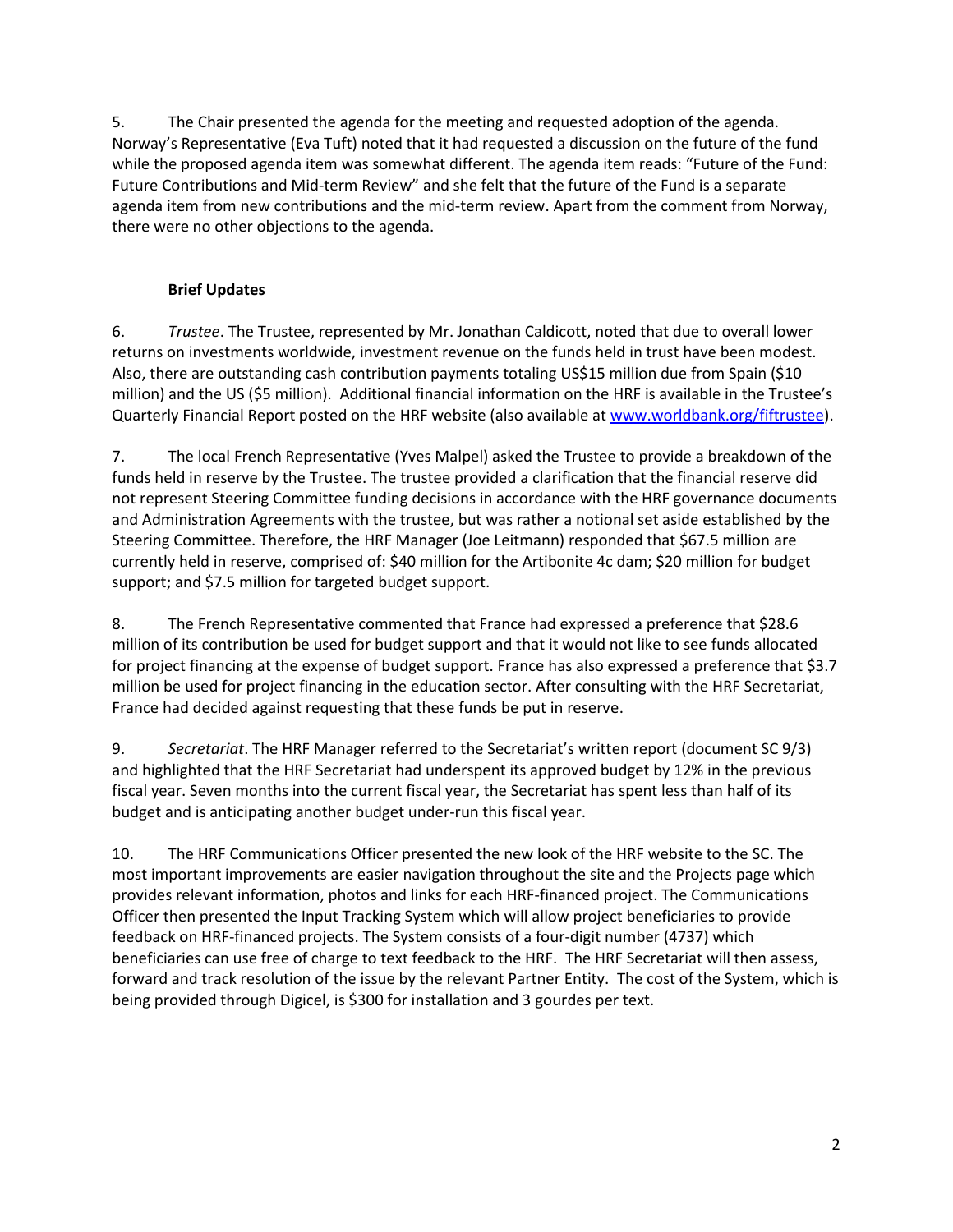5. The Chair presented the agenda for the meeting and requested adoption of the agenda. Norway's Representative (Eva Tuft) noted that it had requested a discussion on the future of the fund while the proposed agenda item was somewhat different. The agenda item reads: "Future of the Fund: Future Contributions and Mid-term Review" and she felt that the future of the Fund is a separate agenda item from new contributions and the mid-term review. Apart from the comment from Norway, there were no other objections to the agenda.

**Brief Updates**

6. *Trustee*. The Trustee, represented by Mr. Jonathan Caldicott, noted that due to overall lower returns on investments worldwide, investment revenue on the funds held in trust have been modest. Also, there are outstanding cash contribution payments totaling US$15 million due from Spain ($10 million) and the US ($5 million). Additional financial information on the HRF is available in the Trustee's Quarterly Financial Report posted on the HRF website (also available at [www.worldbank.org/fiftrustee](http://www.worldbank.org/fiftrustee)).

7. The local French Representative (Yves Malpel) asked the Trustee to provide a breakdown of the funds held in reserve by the Trustee. The trustee provided a clarification that the financial reserve did not represent Steering Committee funding decisions in accordance with the HRF governance documents and Administration Agreements with the trustee, but was rather a notional set aside established by the Steering Committee. Therefore, the HRF Manager (Joe Leitmann) responded that $67.5 million are currently held in reserve, comprised of: $40 million for the Artibonite 4c dam; $20 million for budget support; and $7.5 million for targeted budget support.

8. The French Representative commented that France had expressed a preference that $28.6 million of its contribution be used for budget support and that it would not like to see funds allocated for project financing at the expense of budget support. France has also expressed a preference that $3.7 million be used for project financing in the education sector. After consulting with the HRF Secretariat, France had decided against requesting that these funds be put in reserve.

9. *Secretariat*. The HRF Manager referred to the Secretariat's written report (document SC 9/3) and highlighted that the HRF Secretariat had underspent its approved budget by 12% in the previous fiscal year. Seven months into the current fiscal year, the Secretariat has spent less than half of its budget and is anticipating another budget under-run this fiscal year.

10. The HRF Communications Officer presented the new look of the HRF website to the SC. The most important improvements are easier navigation throughout the site and the Projects page which provides relevant information, photos and links for each HRF-financed project. The Communications Officer then presented the Input Tracking System which will allow project beneficiaries to provide feedback on HRF-financed projects. The System consists of a four-digit number (4737) which beneficiaries can use free of charge to text feedback to the HRF. The HRF Secretariat will then assess, forward and track resolution of the issue by the relevant Partner Entity. The cost of the System, which is being provided through Digicel, is $300 for installation and 3 gourdes per text.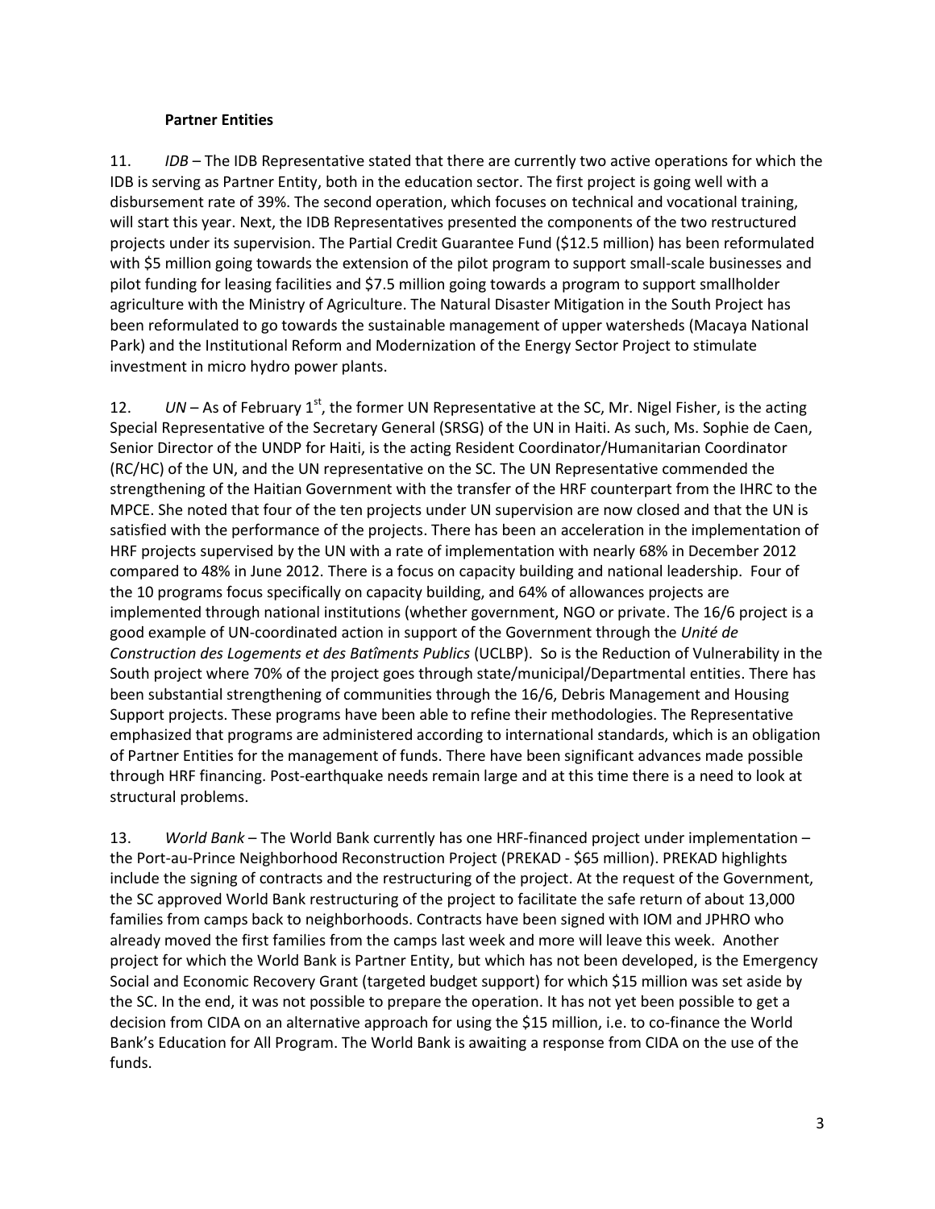**Partner Entities**

11. *IDB* – The IDB Representative stated that there are currently two active operations for which the IDB is serving as Partner Entity, both in the education sector. The first project is going well with a disbursement rate of 39%. The second operation, which focuses on technical and vocational training, will start this year. Next, the IDB Representatives presented the components of the two restructured projects under its supervision. The Partial Credit Guarantee Fund ($12.5 million) has been reformulated with $5 million going towards the extension of the pilot program to support small-scale businesses and pilot funding for leasing facilities and $7.5 million going towards a program to support smallholder agriculture with the Ministry of Agriculture. The Natural Disaster Mitigation in the South Project has been reformulated to go towards the sustainable management of upper watersheds (Macaya National Park) and the Institutional Reform and Modernization of the Energy Sector Project to stimulate investment in micro hydro power plants.

12. *UN* – As of February 1st, the former UN Representative at the SC, Mr. Nigel Fisher, is the acting Special Representative of the Secretary General (SRSG) of the UN in Haiti. As such, Ms. Sophie de Caen, Senior Director of the UNDP for Haiti, is the acting Resident Coordinator/Humanitarian Coordinator (RC/HC) of the UN, and the UN representative on the SC. The UN Representative commended the strengthening of the Haitian Government with the transfer of the HRF counterpart from the IHRC to the MPCE. She noted that four of the ten projects under UN supervision are now closed and that the UN is satisfied with the performance of the projects. There has been an acceleration in the implementation of HRF projects supervised by the UN with a rate of implementation with nearly 68% in December 2012 compared to 48% in June 2012. There is a focus on capacity building and national leadership. Four of the 10 programs focus specifically on capacity building, and 64% of allowances projects are implemented through national institutions (whether government, NGO or private. The 16/6 project is a good example of UN-coordinated action in support of the Government through the *Unité de Construction des Logements et des Batîments Publics* (UCLBP). So is the Reduction of Vulnerability in the South project where 70% of the project goes through state/municipal/Departmental entities. There has been substantial strengthening of communities through the 16/6, Debris Management and Housing Support projects. These programs have been able to refine their methodologies. The Representative emphasized that programs are administered according to international standards, which is an obligation of Partner Entities for the management of funds. There have been significant advances made possible through HRF financing. Post-earthquake needs remain large and at this time there is a need to look at structural problems.

13. *World Bank* – The World Bank currently has one HRF-financed project under implementation – the Port-au-Prince Neighborhood Reconstruction Project (PREKAD - $65 million). PREKAD highlights include the signing of contracts and the restructuring of the project. At the request of the Government, the SC approved World Bank restructuring of the project to facilitate the safe return of about 13,000 families from camps back to neighborhoods. Contracts have been signed with IOM and JPHRO who already moved the first families from the camps last week and more will leave this week. Another project for which the World Bank is Partner Entity, but which has not been developed, is the Emergency Social and Economic Recovery Grant (targeted budget support) for which $15 million was set aside by the SC. In the end, it was not possible to prepare the operation. It has not yet been possible to get a decision from CIDA on an alternative approach for using the $15 million, i.e. to co-finance the World Bank's Education for All Program. The World Bank is awaiting a response from CIDA on the use of the funds.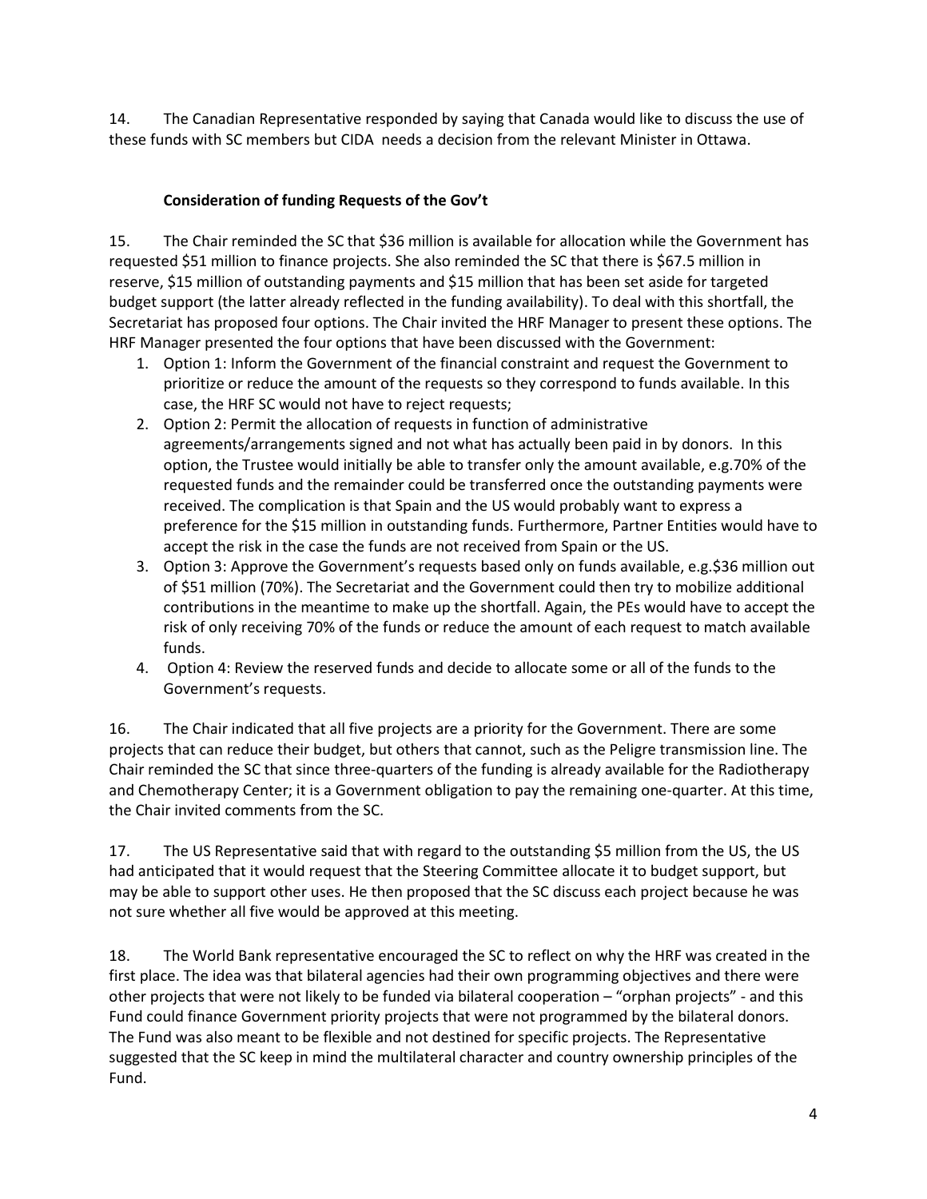14. The Canadian Representative responded by saying that Canada would like to discuss the use of these funds with SC members but CIDA needs a decision from the relevant Minister in Ottawa.

**Consideration of funding Requests of the Gov't**

15. The Chair reminded the SC that $36 million is available for allocation while the Government has requested $51 million to finance projects. She also reminded the SC that there is $67.5 million in reserve, $15 million of outstanding payments and $15 million that has been set aside for targeted budget support (the latter already reflected in the funding availability). To deal with this shortfall, the Secretariat has proposed four options. The Chair invited the HRF Manager to present these options. The HRF Manager presented the four options that have been discussed with the Government:

1. Option 1: Inform the Government of the financial constraint and request the Government to prioritize or reduce the amount of the requests so they correspond to funds available. In this case, the HRF SC would not have to reject requests;
2. Option 2: Permit the allocation of requests in function of administrative agreements/arrangements signed and not what has actually been paid in by donors. In this option, the Trustee would initially be able to transfer only the amount available, e.g.70% of the requested funds and the remainder could be transferred once the outstanding payments were received. The complication is that Spain and the US would probably want to express a preference for the $15 million in outstanding funds. Furthermore, Partner Entities would have to accept the risk in the case the funds are not received from Spain or the US.
3. Option 3: Approve the Government's requests based only on funds available, e.g.$36 million out of $51 million (70%). The Secretariat and the Government could then try to mobilize additional contributions in the meantime to make up the shortfall. Again, the PEs would have to accept the risk of only receiving 70% of the funds or reduce the amount of each request to match available funds.
4. Option 4: Review the reserved funds and decide to allocate some or all of the funds to the Government's requests.

16. The Chair indicated that all five projects are a priority for the Government. There are some projects that can reduce their budget, but others that cannot, such as the Peligre transmission line. The Chair reminded the SC that since three-quarters of the funding is already available for the Radiotherapy and Chemotherapy Center; it is a Government obligation to pay the remaining one-quarter. At this time, the Chair invited comments from the SC.

17. The US Representative said that with regard to the outstanding $5 million from the US, the US had anticipated that it would request that the Steering Committee allocate it to budget support, but may be able to support other uses. He then proposed that the SC discuss each project because he was not sure whether all five would be approved at this meeting.

18. The World Bank representative encouraged the SC to reflect on why the HRF was created in the first place. The idea was that bilateral agencies had their own programming objectives and there were other projects that were not likely to be funded via bilateral cooperation – "orphan projects" - and this Fund could finance Government priority projects that were not programmed by the bilateral donors. The Fund was also meant to be flexible and not destined for specific projects. The Representative suggested that the SC keep in mind the multilateral character and country ownership principles of the Fund.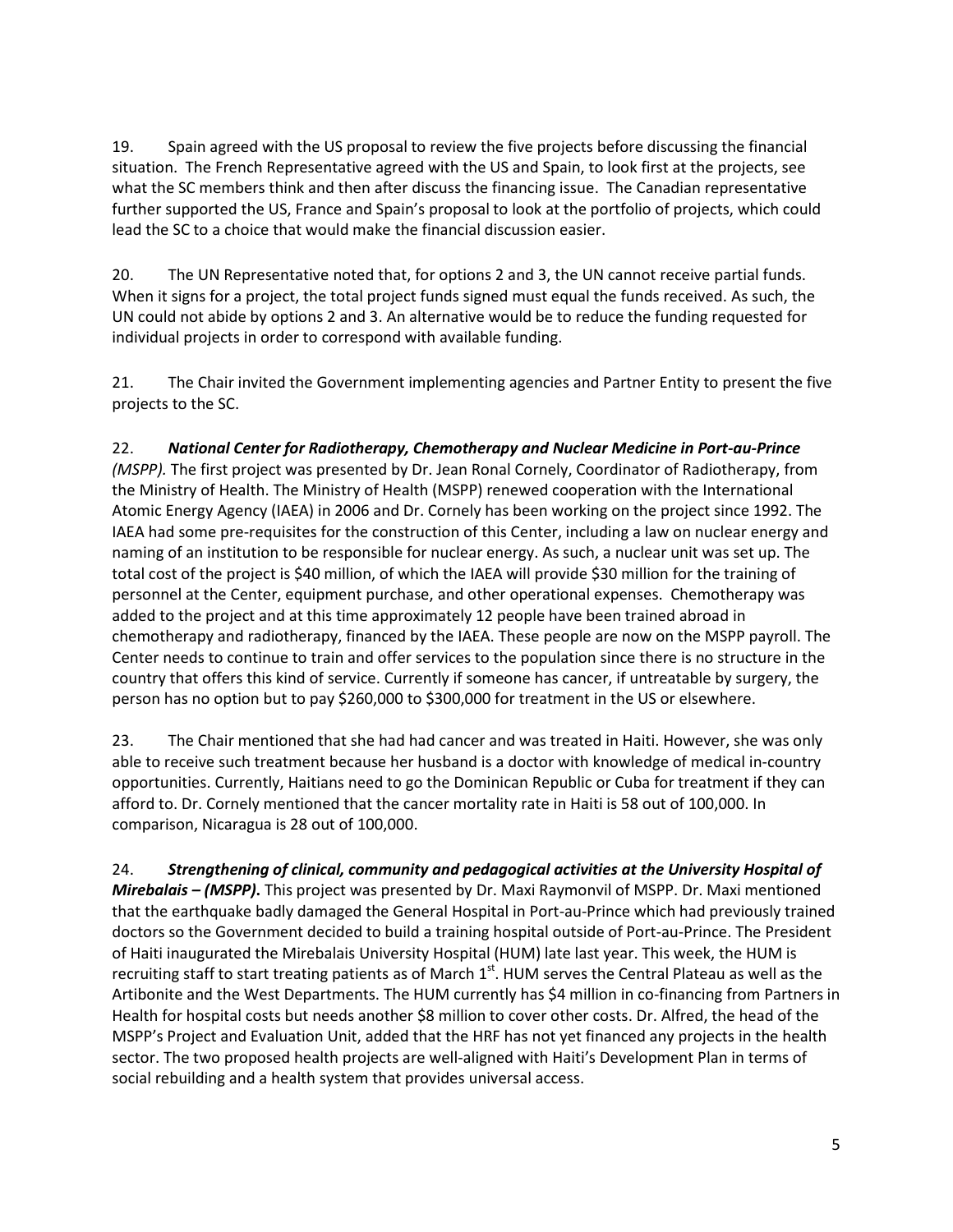19. Spain agreed with the US proposal to review the five projects before discussing the financial situation. The French Representative agreed with the US and Spain, to look first at the projects, see what the SC members think and then after discuss the financing issue. The Canadian representative further supported the US, France and Spain's proposal to look at the portfolio of projects, which could lead the SC to a choice that would make the financial discussion easier.

20. The UN Representative noted that, for options 2 and 3, the UN cannot receive partial funds. When it signs for a project, the total project funds signed must equal the funds received. As such, the UN could not abide by options 2 and 3. An alternative would be to reduce the funding requested for individual projects in order to correspond with available funding.

21. The Chair invited the Government implementing agencies and Partner Entity to present the five projects to the SC.

22. ***National Center for Radiotherapy, Chemotherapy and Nuclear Medicine in Port-au-Prince (MSPP).*** The first project was presented by Dr. Jean Ronal Cornely, Coordinator of Radiotherapy, from the Ministry of Health. The Ministry of Health (MSPP) renewed cooperation with the International Atomic Energy Agency (IAEA) in 2006 and Dr. Cornely has been working on the project since 1992. The IAEA had some pre-requisites for the construction of this Center, including a law on nuclear energy and naming of an institution to be responsible for nuclear energy. As such, a nuclear unit was set up. The total cost of the project is $40 million, of which the IAEA will provide $30 million for the training of personnel at the Center, equipment purchase, and other operational expenses. Chemotherapy was added to the project and at this time approximately 12 people have been trained abroad in chemotherapy and radiotherapy, financed by the IAEA. These people are now on the MSPP payroll. The Center needs to continue to train and offer services to the population since there is no structure in the country that offers this kind of service. Currently if someone has cancer, if untreatable by surgery, the person has no option but to pay $260,000 to $300,000 for treatment in the US or elsewhere.

23. The Chair mentioned that she had had cancer and was treated in Haiti. However, she was only able to receive such treatment because her husband is a doctor with knowledge of medical in-country opportunities. Currently, Haitians need to go the Dominican Republic or Cuba for treatment if they can afford to. Dr. Cornely mentioned that the cancer mortality rate in Haiti is 58 out of 100,000. In comparison, Nicaragua is 28 out of 100,000.

24. ***Strengthening of clinical, community and pedagogical activities at the University Hospital of Mirebalais – (MSPP).*** This project was presented by Dr. Maxi Raymonvil of MSPP. Dr. Maxi mentioned that the earthquake badly damaged the General Hospital in Port-au-Prince which had previously trained doctors so the Government decided to build a training hospital outside of Port-au-Prince. The President of Haiti inaugurated the Mirebalais University Hospital (HUM) late last year. This week, the HUM is recruiting staff to start treating patients as of March 1st. HUM serves the Central Plateau as well as the Artibonite and the West Departments. The HUM currently has $4 million in co-financing from Partners in Health for hospital costs but needs another $8 million to cover other costs. Dr. Alfred, the head of the MSPP's Project and Evaluation Unit, added that the HRF has not yet financed any projects in the health sector. The two proposed health projects are well-aligned with Haiti's Development Plan in terms of social rebuilding and a health system that provides universal access.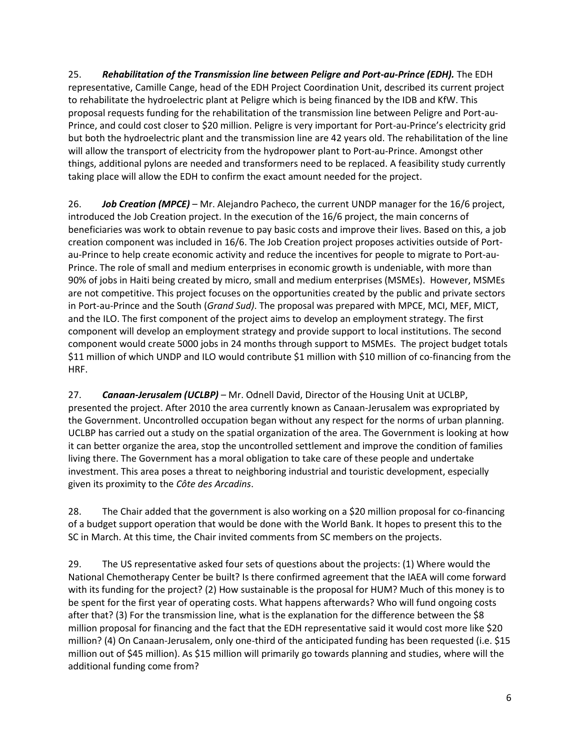25. ***Rehabilitation of the Transmission line between Peligre and Port-au-Prince (EDH).*** The EDH representative, Camille Cange, head of the EDH Project Coordination Unit, described its current project to rehabilitate the hydroelectric plant at Peligre which is being financed by the IDB and KfW. This proposal requests funding for the rehabilitation of the transmission line between Peligre and Port-au-Prince, and could cost closer to $20 million. Peligre is very important for Port-au-Prince's electricity grid but both the hydroelectric plant and the transmission line are 42 years old. The rehabilitation of the line will allow the transport of electricity from the hydropower plant to Port-au-Prince. Amongst other things, additional pylons are needed and transformers need to be replaced. A feasibility study currently taking place will allow the EDH to confirm the exact amount needed for the project.

26. ***Job Creation (MPCE)*** – Mr. Alejandro Pacheco, the current UNDP manager for the 16/6 project, introduced the Job Creation project. In the execution of the 16/6 project, the main concerns of beneficiaries was work to obtain revenue to pay basic costs and improve their lives. Based on this, a job creation component was included in 16/6. The Job Creation project proposes activities outside of Port-au-Prince to help create economic activity and reduce the incentives for people to migrate to Port-au-Prince. The role of small and medium enterprises in economic growth is undeniable, with more than 90% of jobs in Haiti being created by micro, small and medium enterprises (MSMEs). However, MSMEs are not competitive. This project focuses on the opportunities created by the public and private sectors in Port-au-Prince and the South (*Grand Sud)*. The proposal was prepared with MPCE, MCI, MEF, MICT, and the ILO. The first component of the project aims to develop an employment strategy. The first component will develop an employment strategy and provide support to local institutions. The second component would create 5000 jobs in 24 months through support to MSMEs. The project budget totals $11 million of which UNDP and ILO would contribute $1 million with $10 million of co-financing from the HRF.

27. ***Canaan-Jerusalem (UCLBP)*** – Mr. Odnell David, Director of the Housing Unit at UCLBP, presented the project. After 2010 the area currently known as Canaan-Jerusalem was expropriated by the Government. Uncontrolled occupation began without any respect for the norms of urban planning. UCLBP has carried out a study on the spatial organization of the area. The Government is looking at how it can better organize the area, stop the uncontrolled settlement and improve the condition of families living there. The Government has a moral obligation to take care of these people and undertake investment. This area poses a threat to neighboring industrial and touristic development, especially given its proximity to the *Côte des Arcadins*.

28. The Chair added that the government is also working on a $20 million proposal for co-financing of a budget support operation that would be done with the World Bank. It hopes to present this to the SC in March. At this time, the Chair invited comments from SC members on the projects.

29. The US representative asked four sets of questions about the projects: (1) Where would the National Chemotherapy Center be built? Is there confirmed agreement that the IAEA will come forward with its funding for the project? (2) How sustainable is the proposal for HUM? Much of this money is to be spent for the first year of operating costs. What happens afterwards? Who will fund ongoing costs after that? (3) For the transmission line, what is the explanation for the difference between the $8 million proposal for financing and the fact that the EDH representative said it would cost more like $20 million? (4) On Canaan-Jerusalem, only one-third of the anticipated funding has been requested (i.e. $15 million out of $45 million). As $15 million will primarily go towards planning and studies, where will the additional funding come from?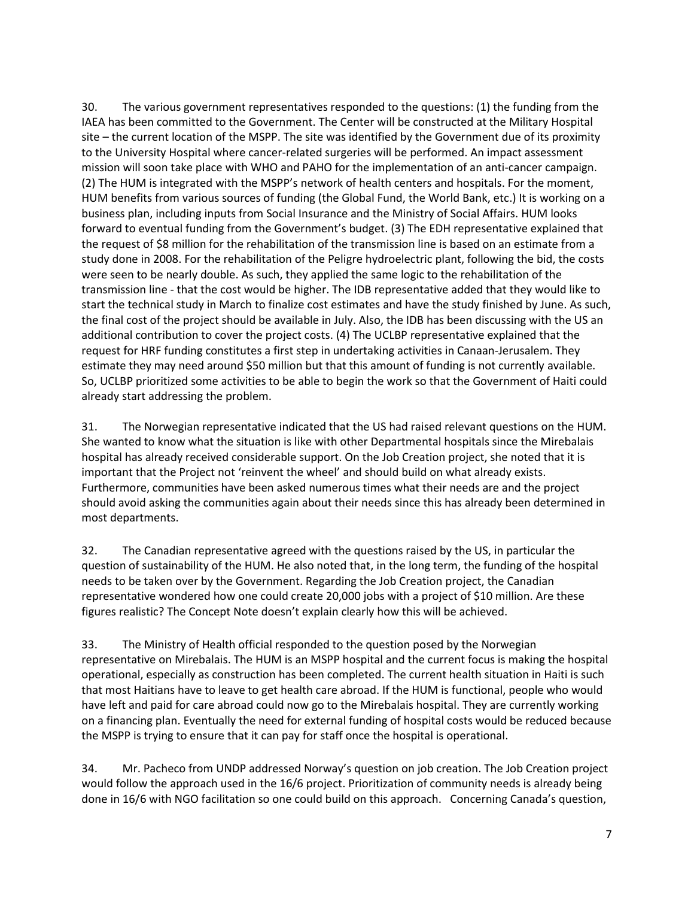30. The various government representatives responded to the questions: (1) the funding from the IAEA has been committed to the Government. The Center will be constructed at the Military Hospital site – the current location of the MSPP. The site was identified by the Government due of its proximity to the University Hospital where cancer-related surgeries will be performed. An impact assessment mission will soon take place with WHO and PAHO for the implementation of an anti-cancer campaign. (2) The HUM is integrated with the MSPP's network of health centers and hospitals. For the moment, HUM benefits from various sources of funding (the Global Fund, the World Bank, etc.) It is working on a business plan, including inputs from Social Insurance and the Ministry of Social Affairs. HUM looks forward to eventual funding from the Government's budget. (3) The EDH representative explained that the request of $8 million for the rehabilitation of the transmission line is based on an estimate from a study done in 2008. For the rehabilitation of the Peligre hydroelectric plant, following the bid, the costs were seen to be nearly double. As such, they applied the same logic to the rehabilitation of the transmission line - that the cost would be higher. The IDB representative added that they would like to start the technical study in March to finalize cost estimates and have the study finished by June. As such, the final cost of the project should be available in July. Also, the IDB has been discussing with the US an additional contribution to cover the project costs. (4) The UCLBP representative explained that the request for HRF funding constitutes a first step in undertaking activities in Canaan-Jerusalem. They estimate they may need around $50 million but that this amount of funding is not currently available. So, UCLBP prioritized some activities to be able to begin the work so that the Government of Haiti could already start addressing the problem.

31. The Norwegian representative indicated that the US had raised relevant questions on the HUM. She wanted to know what the situation is like with other Departmental hospitals since the Mirebalais hospital has already received considerable support. On the Job Creation project, she noted that it is important that the Project not 'reinvent the wheel' and should build on what already exists. Furthermore, communities have been asked numerous times what their needs are and the project should avoid asking the communities again about their needs since this has already been determined in most departments.

32. The Canadian representative agreed with the questions raised by the US, in particular the question of sustainability of the HUM. He also noted that, in the long term, the funding of the hospital needs to be taken over by the Government. Regarding the Job Creation project, the Canadian representative wondered how one could create 20,000 jobs with a project of $10 million. Are these figures realistic? The Concept Note doesn't explain clearly how this will be achieved.

33. The Ministry of Health official responded to the question posed by the Norwegian representative on Mirebalais. The HUM is an MSPP hospital and the current focus is making the hospital operational, especially as construction has been completed. The current health situation in Haiti is such that most Haitians have to leave to get health care abroad. If the HUM is functional, people who would have left and paid for care abroad could now go to the Mirebalais hospital. They are currently working on a financing plan. Eventually the need for external funding of hospital costs would be reduced because the MSPP is trying to ensure that it can pay for staff once the hospital is operational.

34. Mr. Pacheco from UNDP addressed Norway's question on job creation. The Job Creation project would follow the approach used in the 16/6 project. Prioritization of community needs is already being done in 16/6 with NGO facilitation so one could build on this approach. Concerning Canada's question,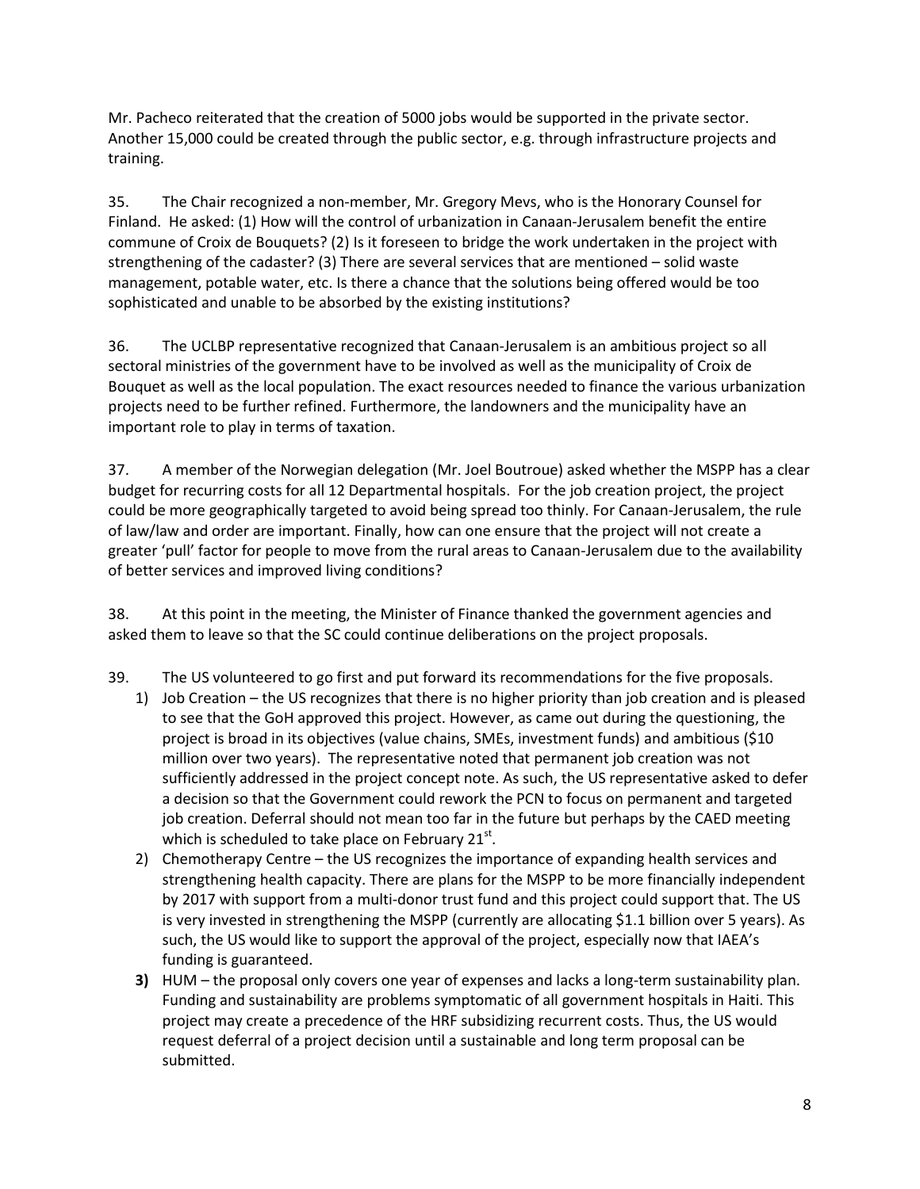Mr. Pacheco reiterated that the creation of 5000 jobs would be supported in the private sector. Another 15,000 could be created through the public sector, e.g. through infrastructure projects and training.

35. The Chair recognized a non-member, Mr. Gregory Mevs, who is the Honorary Counsel for Finland. He asked: (1) How will the control of urbanization in Canaan-Jerusalem benefit the entire commune of Croix de Bouquets? (2) Is it foreseen to bridge the work undertaken in the project with strengthening of the cadaster? (3) There are several services that are mentioned – solid waste management, potable water, etc. Is there a chance that the solutions being offered would be too sophisticated and unable to be absorbed by the existing institutions?

36. The UCLBP representative recognized that Canaan-Jerusalem is an ambitious project so all sectoral ministries of the government have to be involved as well as the municipality of Croix de Bouquet as well as the local population. The exact resources needed to finance the various urbanization projects need to be further refined. Furthermore, the landowners and the municipality have an important role to play in terms of taxation.

37. A member of the Norwegian delegation (Mr. Joel Boutroue) asked whether the MSPP has a clear budget for recurring costs for all 12 Departmental hospitals. For the job creation project, the project could be more geographically targeted to avoid being spread too thinly. For Canaan-Jerusalem, the rule of law/law and order are important. Finally, how can one ensure that the project will not create a greater 'pull' factor for people to move from the rural areas to Canaan-Jerusalem due to the availability of better services and improved living conditions?

38. At this point in the meeting, the Minister of Finance thanked the government agencies and asked them to leave so that the SC could continue deliberations on the project proposals.

39. The US volunteered to go first and put forward its recommendations for the five proposals.

1) Job Creation – the US recognizes that there is no higher priority than job creation and is pleased to see that the GoH approved this project. However, as came out during the questioning, the project is broad in its objectives (value chains, SMEs, investment funds) and ambitious ($10 million over two years). The representative noted that permanent job creation was not sufficiently addressed in the project concept note. As such, the US representative asked to defer a decision so that the Government could rework the PCN to focus on permanent and targeted job creation. Deferral should not mean too far in the future but perhaps by the CAED meeting which is scheduled to take place on February 21st.
2) Chemotherapy Centre – the US recognizes the importance of expanding health services and strengthening health capacity. There are plans for the MSPP to be more financially independent by 2017 with support from a multi-donor trust fund and this project could support that. The US is very invested in strengthening the MSPP (currently are allocating $1.1 billion over 5 years). As such, the US would like to support the approval of the project, especially now that IAEA's funding is guaranteed.
3) HUM – the proposal only covers one year of expenses and lacks a long-term sustainability plan. Funding and sustainability are problems symptomatic of all government hospitals in Haiti. This project may create a precedence of the HRF subsidizing recurrent costs. Thus, the US would request deferral of a project decision until a sustainable and long term proposal can be submitted.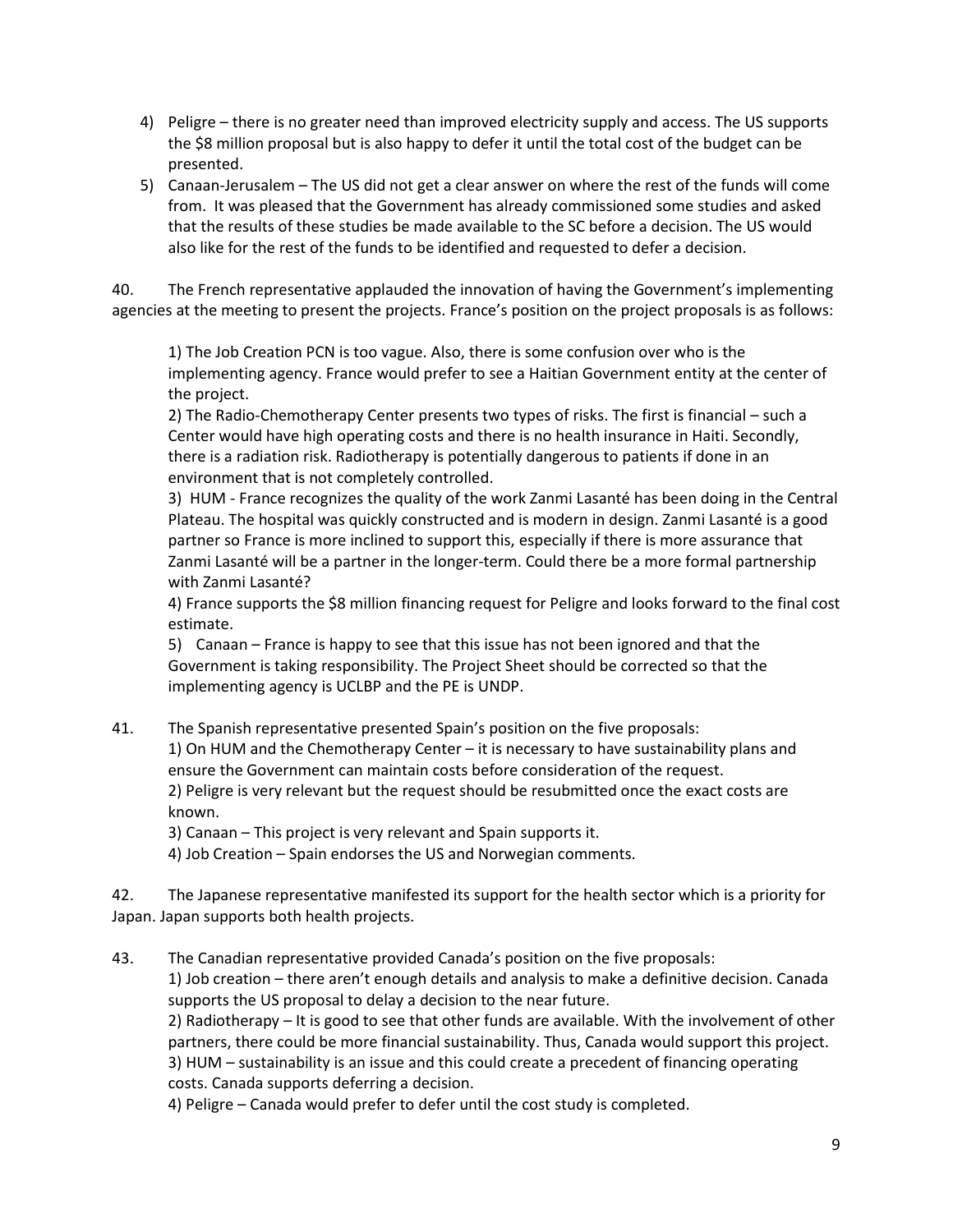4) Peligre – there is no greater need than improved electricity supply and access. The US supports the $8 million proposal but is also happy to defer it until the total cost of the budget can be presented.
5) Canaan-Jerusalem – The US did not get a clear answer on where the rest of the funds will come from. It was pleased that the Government has already commissioned some studies and asked that the results of these studies be made available to the SC before a decision. The US would also like for the rest of the funds to be identified and requested to defer a decision.

40. The French representative applauded the innovation of having the Government's implementing agencies at the meeting to present the projects. France's position on the project proposals is as follows:

1) The Job Creation PCN is too vague. Also, there is some confusion over who is the implementing agency. France would prefer to see a Haitian Government entity at the center of the project.
2) The Radio-Chemotherapy Center presents two types of risks. The first is financial – such a Center would have high operating costs and there is no health insurance in Haiti. Secondly, there is a radiation risk. Radiotherapy is potentially dangerous to patients if done in an environment that is not completely controlled.
3) HUM - France recognizes the quality of the work Zanmi Lasanté has been doing in the Central Plateau. The hospital was quickly constructed and is modern in design. Zanmi Lasanté is a good partner so France is more inclined to support this, especially if there is more assurance that Zanmi Lasanté will be a partner in the longer-term. Could there be a more formal partnership with Zanmi Lasanté?
4) France supports the $8 million financing request for Peligre and looks forward to the final cost estimate.
5) Canaan – France is happy to see that this issue has not been ignored and that the Government is taking responsibility. The Project Sheet should be corrected so that the implementing agency is UCLBP and the PE is UNDP.

41. The Spanish representative presented Spain's position on the five proposals:
1) On HUM and the Chemotherapy Center – it is necessary to have sustainability plans and ensure the Government can maintain costs before consideration of the request.
2) Peligre is very relevant but the request should be resubmitted once the exact costs are known.
3) Canaan – This project is very relevant and Spain supports it.
4) Job Creation – Spain endorses the US and Norwegian comments.

42. The Japanese representative manifested its support for the health sector which is a priority for Japan. Japan supports both health projects.

43. The Canadian representative provided Canada's position on the five proposals:
1) Job creation – there aren't enough details and analysis to make a definitive decision. Canada supports the US proposal to delay a decision to the near future.
2) Radiotherapy – It is good to see that other funds are available. With the involvement of other partners, there could be more financial sustainability. Thus, Canada would support this project.
3) HUM – sustainability is an issue and this could create a precedent of financing operating costs. Canada supports deferring a decision.
4) Peligre – Canada would prefer to defer until the cost study is completed.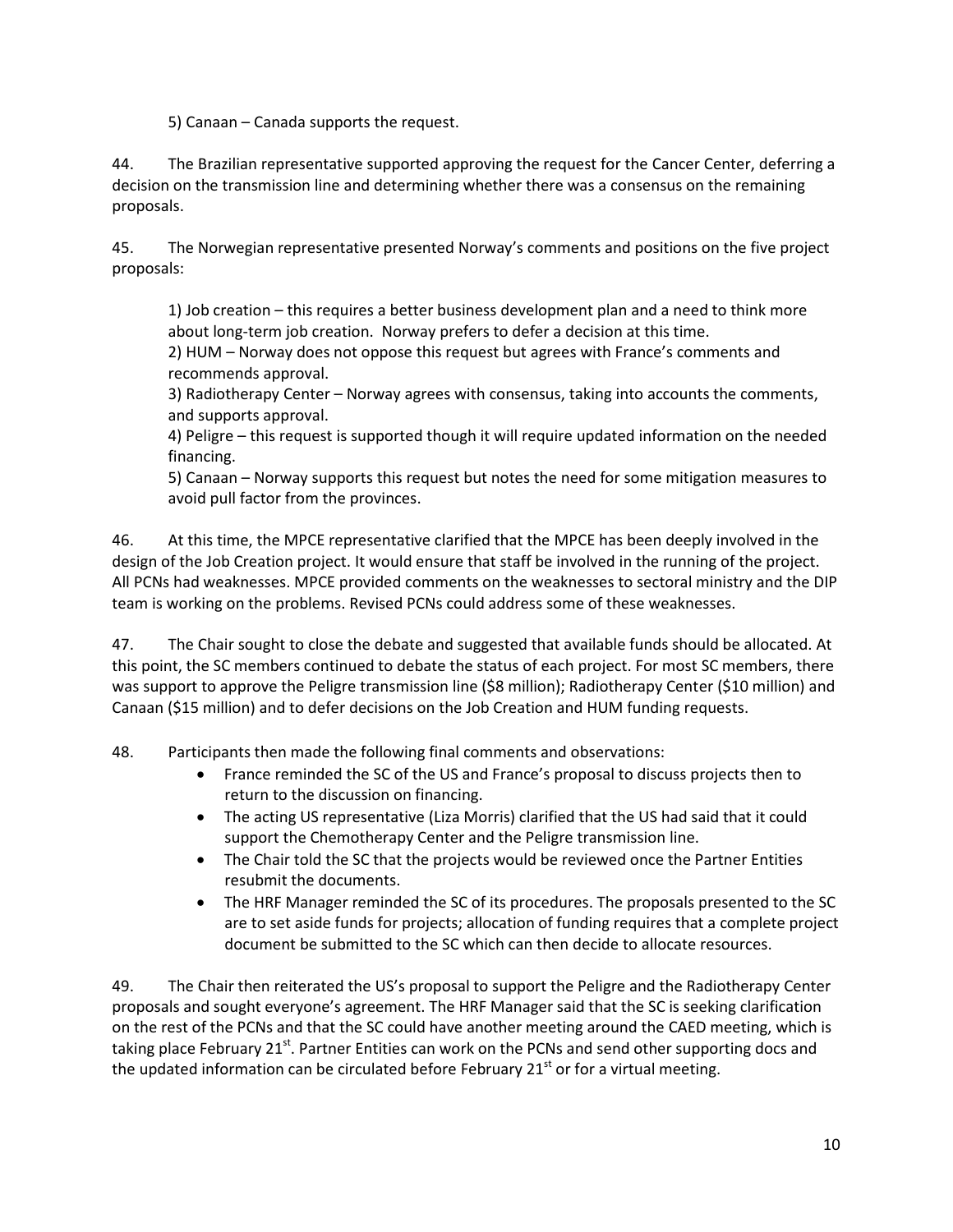5) Canaan – Canada supports the request.

44. The Brazilian representative supported approving the request for the Cancer Center, deferring a decision on the transmission line and determining whether there was a consensus on the remaining proposals.

45. The Norwegian representative presented Norway's comments and positions on the five project proposals:

1) Job creation – this requires a better business development plan and a need to think more about long-term job creation. Norway prefers to defer a decision at this time.
2) HUM – Norway does not oppose this request but agrees with France's comments and recommends approval.
3) Radiotherapy Center – Norway agrees with consensus, taking into accounts the comments, and supports approval.
4) Peligre – this request is supported though it will require updated information on the needed financing.
5) Canaan – Norway supports this request but notes the need for some mitigation measures to avoid pull factor from the provinces.

46. At this time, the MPCE representative clarified that the MPCE has been deeply involved in the design of the Job Creation project. It would ensure that staff be involved in the running of the project. All PCNs had weaknesses. MPCE provided comments on the weaknesses to sectoral ministry and the DIP team is working on the problems. Revised PCNs could address some of these weaknesses.

47. The Chair sought to close the debate and suggested that available funds should be allocated. At this point, the SC members continued to debate the status of each project. For most SC members, there was support to approve the Peligre transmission line ($8 million); Radiotherapy Center ($10 million) and Canaan ($15 million) and to defer decisions on the Job Creation and HUM funding requests.

48. Participants then made the following final comments and observations:

- France reminded the SC of the US and France's proposal to discuss projects then to return to the discussion on financing.
- The acting US representative (Liza Morris) clarified that the US had said that it could support the Chemotherapy Center and the Peligre transmission line.
- The Chair told the SC that the projects would be reviewed once the Partner Entities resubmit the documents.
- The HRF Manager reminded the SC of its procedures. The proposals presented to the SC are to set aside funds for projects; allocation of funding requires that a complete project document be submitted to the SC which can then decide to allocate resources.

49. The Chair then reiterated the US's proposal to support the Peligre and the Radiotherapy Center proposals and sought everyone's agreement. The HRF Manager said that the SC is seeking clarification on the rest of the PCNs and that the SC could have another meeting around the CAED meeting, which is taking place February 21st. Partner Entities can work on the PCNs and send other supporting docs and the updated information can be circulated before February 21st or for a virtual meeting.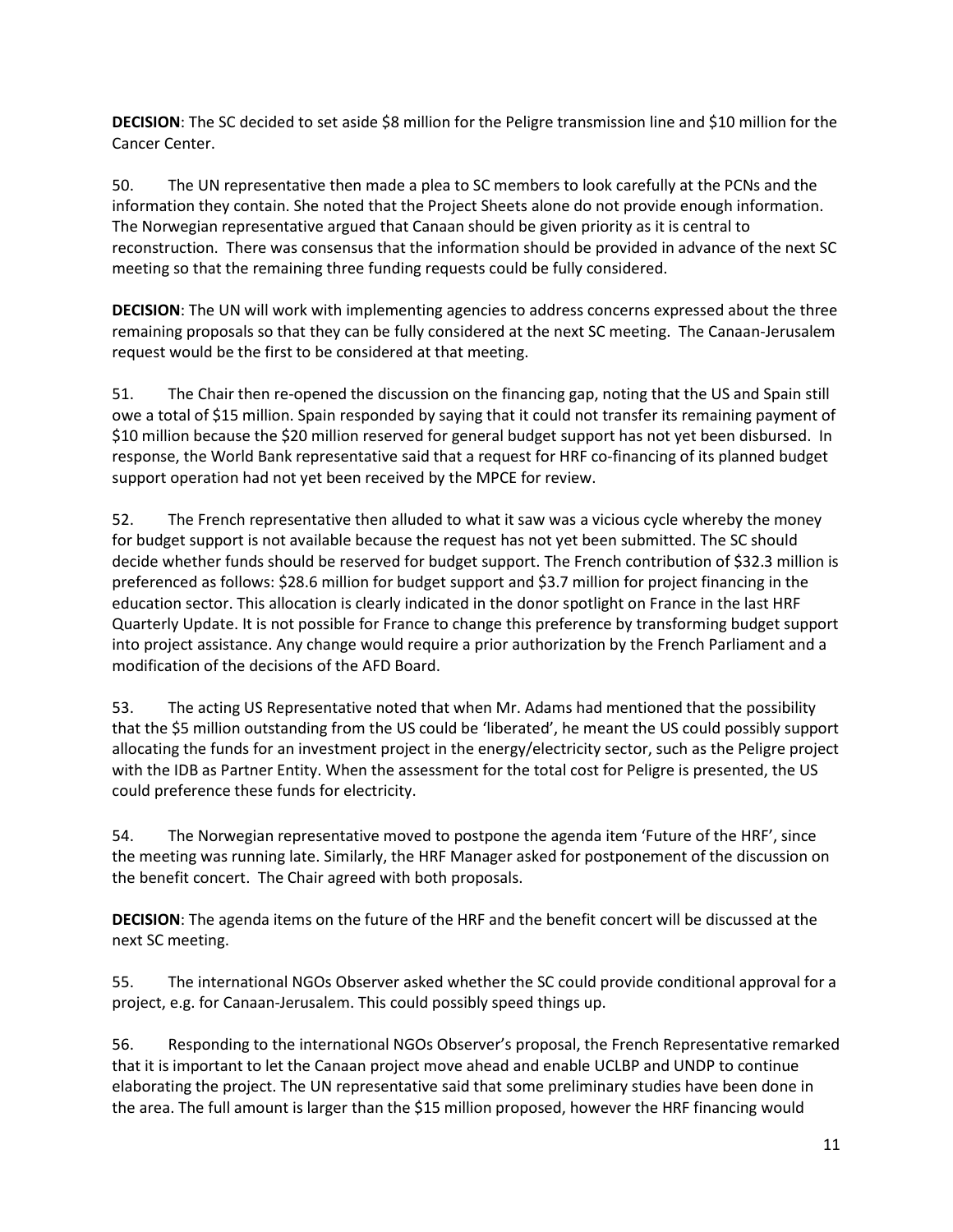**DECISION**: The SC decided to set aside $8 million for the Peligre transmission line and $10 million for the Cancer Center.

50. The UN representative then made a plea to SC members to look carefully at the PCNs and the information they contain. She noted that the Project Sheets alone do not provide enough information. The Norwegian representative argued that Canaan should be given priority as it is central to reconstruction. There was consensus that the information should be provided in advance of the next SC meeting so that the remaining three funding requests could be fully considered.

**DECISION**: The UN will work with implementing agencies to address concerns expressed about the three remaining proposals so that they can be fully considered at the next SC meeting. The Canaan-Jerusalem request would be the first to be considered at that meeting.

51. The Chair then re-opened the discussion on the financing gap, noting that the US and Spain still owe a total of $15 million. Spain responded by saying that it could not transfer its remaining payment of $10 million because the $20 million reserved for general budget support has not yet been disbursed. In response, the World Bank representative said that a request for HRF co-financing of its planned budget support operation had not yet been received by the MPCE for review.

52. The French representative then alluded to what it saw was a vicious cycle whereby the money for budget support is not available because the request has not yet been submitted. The SC should decide whether funds should be reserved for budget support. The French contribution of $32.3 million is preferenced as follows: $28.6 million for budget support and $3.7 million for project financing in the education sector. This allocation is clearly indicated in the donor spotlight on France in the last HRF Quarterly Update. It is not possible for France to change this preference by transforming budget support into project assistance. Any change would require a prior authorization by the French Parliament and a modification of the decisions of the AFD Board.

53. The acting US Representative noted that when Mr. Adams had mentioned that the possibility that the $5 million outstanding from the US could be 'liberated', he meant the US could possibly support allocating the funds for an investment project in the energy/electricity sector, such as the Peligre project with the IDB as Partner Entity. When the assessment for the total cost for Peligre is presented, the US could preference these funds for electricity.

54. The Norwegian representative moved to postpone the agenda item 'Future of the HRF', since the meeting was running late. Similarly, the HRF Manager asked for postponement of the discussion on the benefit concert. The Chair agreed with both proposals.

**DECISION**: The agenda items on the future of the HRF and the benefit concert will be discussed at the next SC meeting.

55. The international NGOs Observer asked whether the SC could provide conditional approval for a project, e.g. for Canaan-Jerusalem. This could possibly speed things up.

56. Responding to the international NGOs Observer's proposal, the French Representative remarked that it is important to let the Canaan project move ahead and enable UCLBP and UNDP to continue elaborating the project. The UN representative said that some preliminary studies have been done in the area. The full amount is larger than the $15 million proposed, however the HRF financing would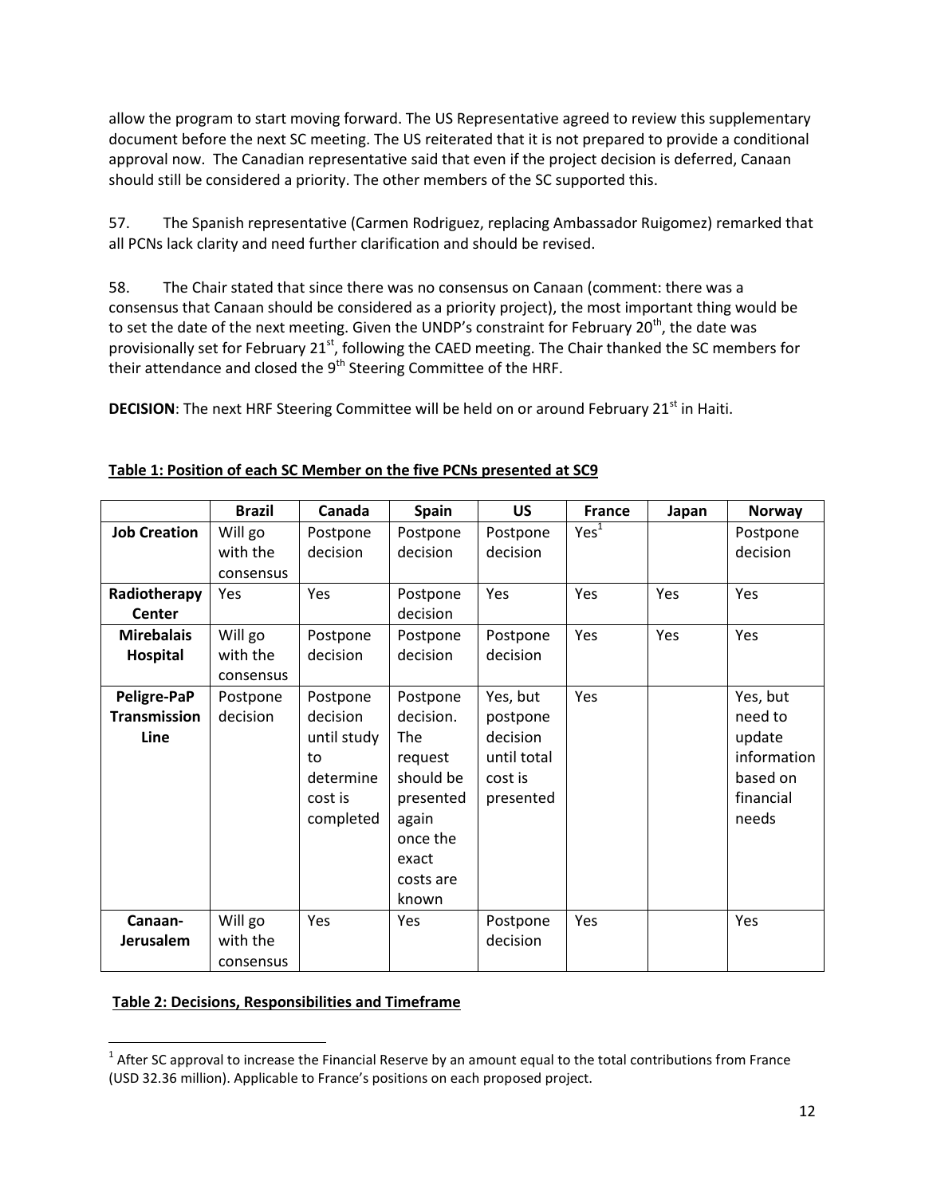allow the program to start moving forward. The US Representative agreed to review this supplementary document before the next SC meeting. The US reiterated that it is not prepared to provide a conditional approval now. The Canadian representative said that even if the project decision is deferred, Canaan should still be considered a priority. The other members of the SC supported this.

57. The Spanish representative (Carmen Rodriguez, replacing Ambassador Ruigomez) remarked that all PCNs lack clarity and need further clarification and should be revised.

58. The Chair stated that since there was no consensus on Canaan (comment: there was a consensus that Canaan should be considered as a priority project), the most important thing would be to set the date of the next meeting. Given the UNDP's constraint for February 20th, the date was provisionally set for February 21st, following the CAED meeting. The Chair thanked the SC members for their attendance and closed the 9th Steering Committee of the HRF.

**DECISION**: The next HRF Steering Committee will be held on or around February 21st in Haiti.

**Table 1: Position of each SC Member on the five PCNs presented at SC9**

| | Brazil | Canada | Spain | US | France | Japan | Norway |
|---|---|---|---|---|---|---|---|
| **Job Creation** | Will go with the consensus | Postpone decision | Postpone decision | Postpone decision | Yes[1] | | Postpone decision |
| **Radiotherapy Center** | Yes | Yes | Postpone decision | Yes | Yes | Yes | Yes |
| **Mirebalais Hospital** | Will go with the consensus | Postpone decision | Postpone decision | Postpone decision | Yes | Yes | Yes |
| **Peligre-PaP Transmission Line** | Postpone decision | Postpone decision until study to determine cost is completed | Postpone decision. The request should be presented again once the exact costs are known | Yes, but postpone decision until total cost is presented | Yes | | Yes, but need to update information based on financial needs |
| **Canaan-Jerusalem** | Will go with the consensus | Yes | Yes | Postpone decision | Yes | | Yes |

**Table 2: Decisions, Responsibilities and Timeframe**

[1] After SC approval to increase the Financial Reserve by an amount equal to the total contributions from France (USD 32.36 million). Applicable to France's positions on each proposed project.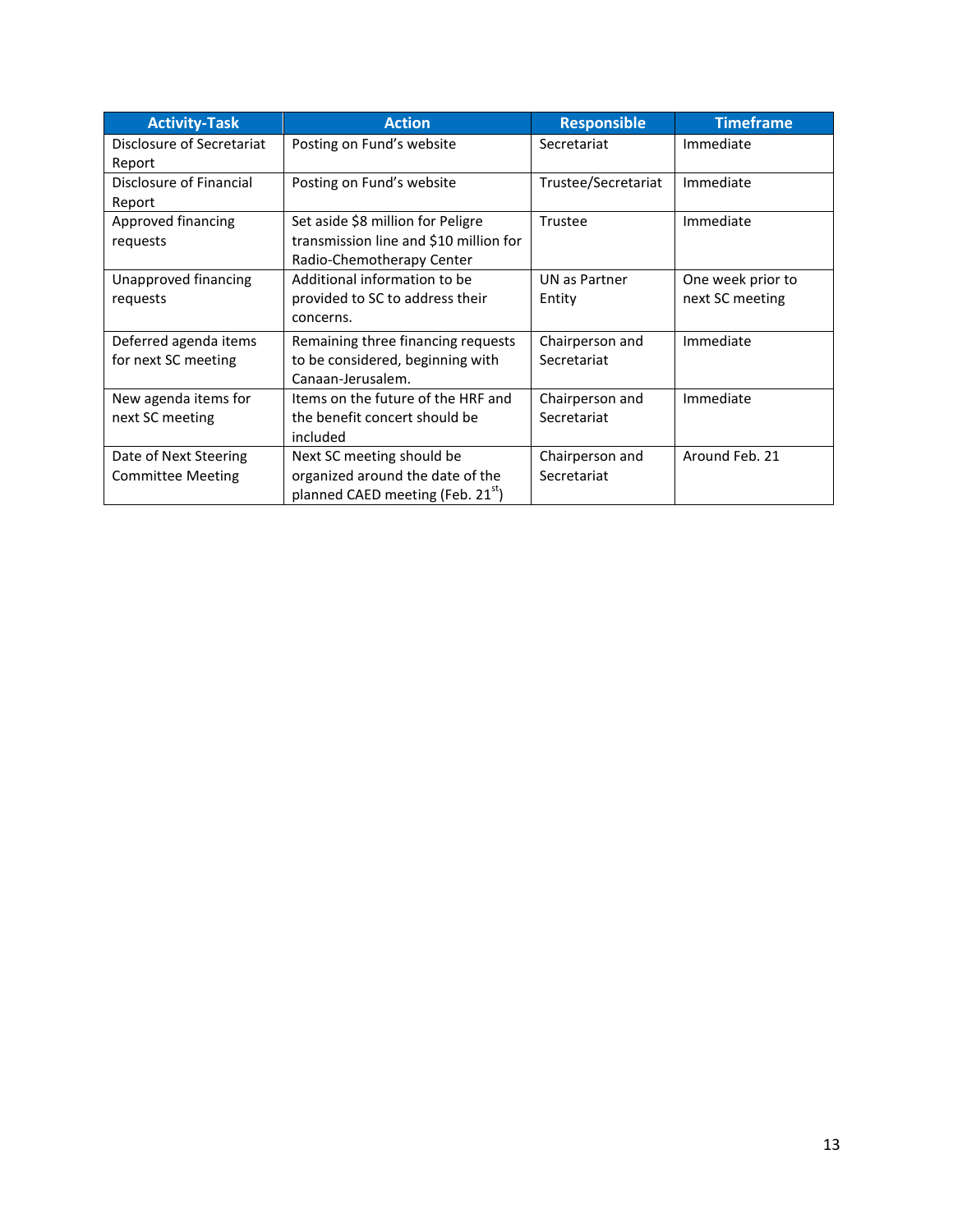| Activity-Task | Action | Responsible | Timeframe |
| --- | --- | --- | --- |
| Disclosure of Secretariat Report | Posting on Fund's website | Secretariat | Immediate |
| Disclosure of Financial Report | Posting on Fund's website | Trustee/Secretariat | Immediate |
| Approved financing requests | Set aside $8 million for Peligre transmission line and $10 million for Radio-Chemotherapy Center | Trustee | Immediate |
| Unapproved financing requests | Additional information to be provided to SC to address their concerns. | UN as Partner Entity | One week prior to next SC meeting |
| Deferred agenda items for next SC meeting | Remaining three financing requests to be considered, beginning with Canaan-Jerusalem. | Chairperson and Secretariat | Immediate |
| New agenda items for next SC meeting | Items on the future of the HRF and the benefit concert should be included | Chairperson and Secretariat | Immediate |
| Date of Next Steering Committee Meeting | Next SC meeting should be organized around the date of the planned CAED meeting (Feb. 21st) | Chairperson and Secretariat | Around Feb. 21 |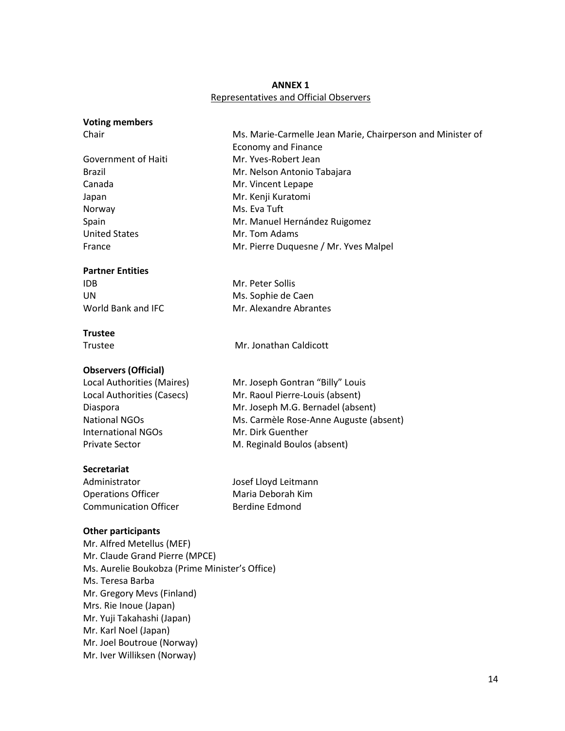# ANNEX 1

Representatives and Official Observers

**Voting members**

| | |
|---|---|
| Chair | Ms. Marie-Carmelle Jean Marie, Chairperson and Minister of Economy and Finance |
| Government of Haiti | Mr. Yves-Robert Jean |
| Brazil | Mr. Nelson Antonio Tabajara |
| Canada | Mr. Vincent Lepape |
| Japan | Mr. Kenji Kuratomi |
| Norway | Ms. Eva Tuft |
| Spain | Mr. Manuel Hernández Ruigomez |
| United States | Mr. Tom Adams |
| France | Mr. Pierre Duquesne / Mr. Yves Malpel |

**Partner Entities**

| | |
|---|---|
| IDB | Mr. Peter Sollis |
| UN | Ms. Sophie de Caen |
| World Bank and IFC | Mr. Alexandre Abrantes |

**Trustee**

| | |
|---|---|
| Trustee | Mr. Jonathan Caldicott |

**Observers (Official)**

| | |
|---|---|
| Local Authorities (Maires) | Mr. Joseph Gontran "Billy" Louis |
| Local Authorities (Casecs) | Mr. Raoul Pierre-Louis (absent) |
| Diaspora | Mr. Joseph M.G. Bernadel (absent) |
| National NGOs | Ms. Carmèle Rose-Anne Auguste (absent) |
| International NGOs | Mr. Dirk Guenther |
| Private Sector | M. Reginald Boulos (absent) |

**Secretariat**

| | |
|---|---|
| Administrator | Josef Lloyd Leitmann |
| Operations Officer | Maria Deborah Kim |
| Communication Officer | Berdine Edmond |

**Other participants**

Mr. Alfred Metellus (MEF)
Mr. Claude Grand Pierre (MPCE)
Ms. Aurelie Boukobza (Prime Minister's Office)
Ms. Teresa Barba
Mr. Gregory Mevs (Finland)
Mrs. Rie Inoue (Japan)
Mr. Yuji Takahashi (Japan)
Mr. Karl Noel (Japan)
Mr. Joel Boutroue (Norway)
Mr. Iver Williksen (Norway)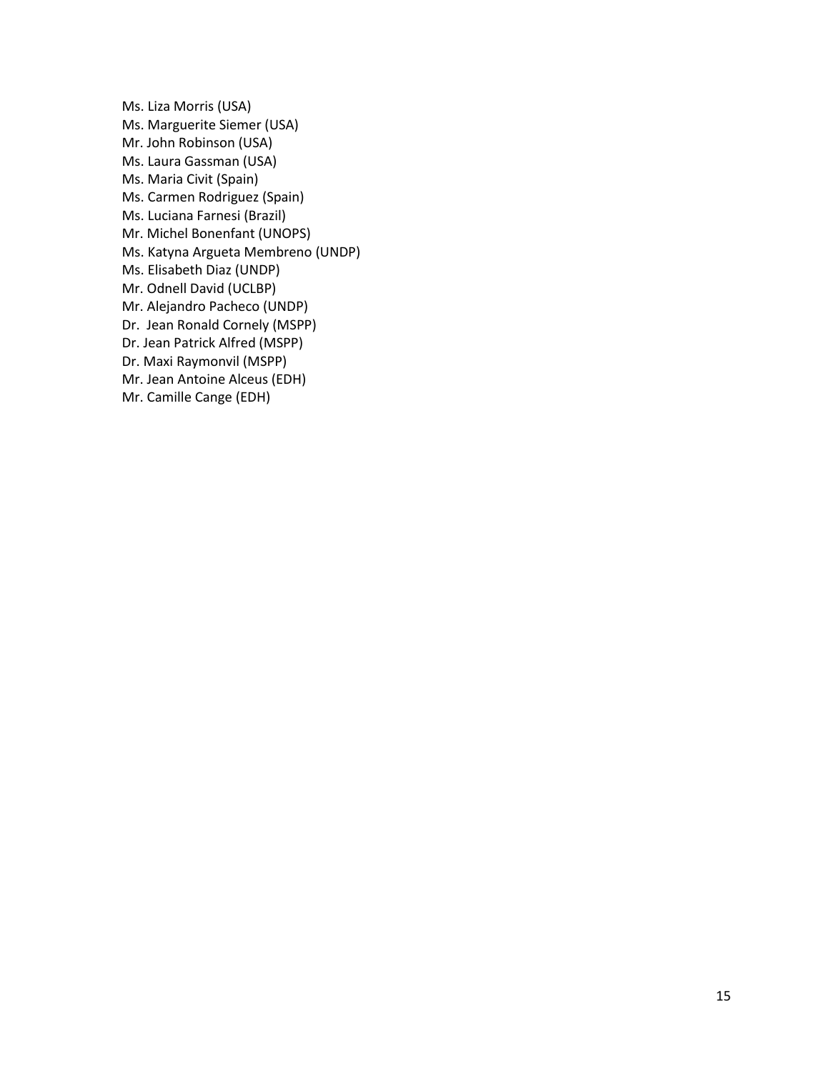Ms. Liza Morris (USA)
Ms. Marguerite Siemer (USA)
Mr. John Robinson (USA)
Ms. Laura Gassman (USA)
Ms. Maria Civit (Spain)
Ms. Carmen Rodriguez (Spain)
Ms. Luciana Farnesi (Brazil)
Mr. Michel Bonenfant (UNOPS)
Ms. Katyna Argueta Membreno (UNDP)
Ms. Elisabeth Diaz (UNDP)
Mr. Odnell David (UCLBP)
Mr. Alejandro Pacheco (UNDP)
Dr. Jean Ronald Cornely (MSPP)
Dr. Jean Patrick Alfred (MSPP)
Dr. Maxi Raymonvil (MSPP)
Mr. Jean Antoine Alceus (EDH)
Mr. Camille Cange (EDH)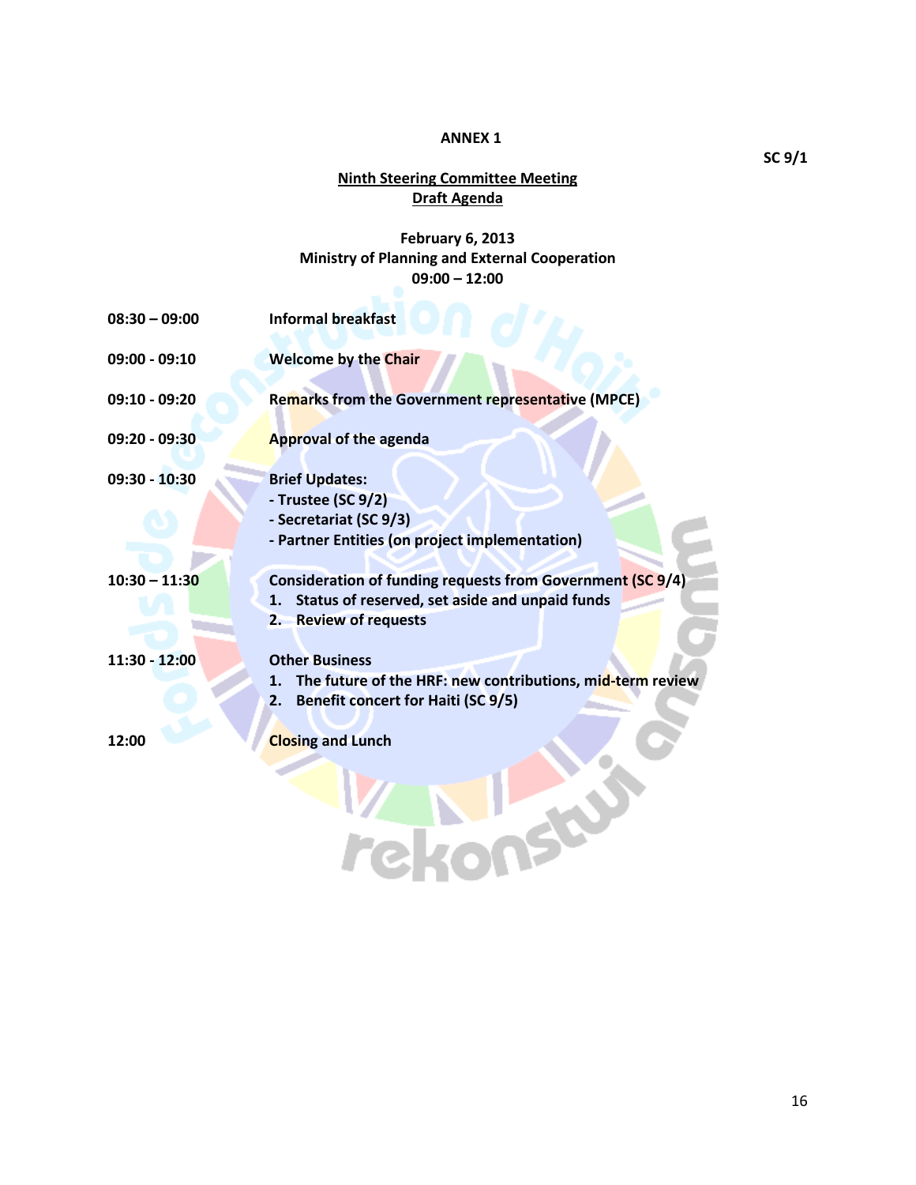**ANNEX 1**

**SC 9/1**

## Ninth Steering Committee Meeting
## Draft Agenda

**February 6, 2013**
**Ministry of Planning and External Cooperation**
**09:00 – 12:00**

| | |
|---|---|
| **08:30 – 09:00** | **Informal breakfast** |
| **09:00 - 09:10** | **Welcome by the Chair** |
| **09:10 - 09:20** | **Remarks from the Government representative (MPCE)** |
| **09:20 - 09:30** | **Approval of the agenda** |
| **09:30 - 10:30** | **Brief Updates:**<br>**- Trustee (SC 9/2)**<br>**- Secretariat (SC 9/3)**<br>**- Partner Entities (on project implementation)** |
| **10:30 – 11:30** | **Consideration of funding requests from Government (SC 9/4)**<br>**1. Status of reserved, set aside and unpaid funds**<br>**2. Review of requests** |
| **11:30 - 12:00** | **Other Business**<br>**1. The future of the HRF: new contributions, mid-term review**<br>**2. Benefit concert for Haiti (SC 9/5)** |
| **12:00** | **Closing and Lunch** |